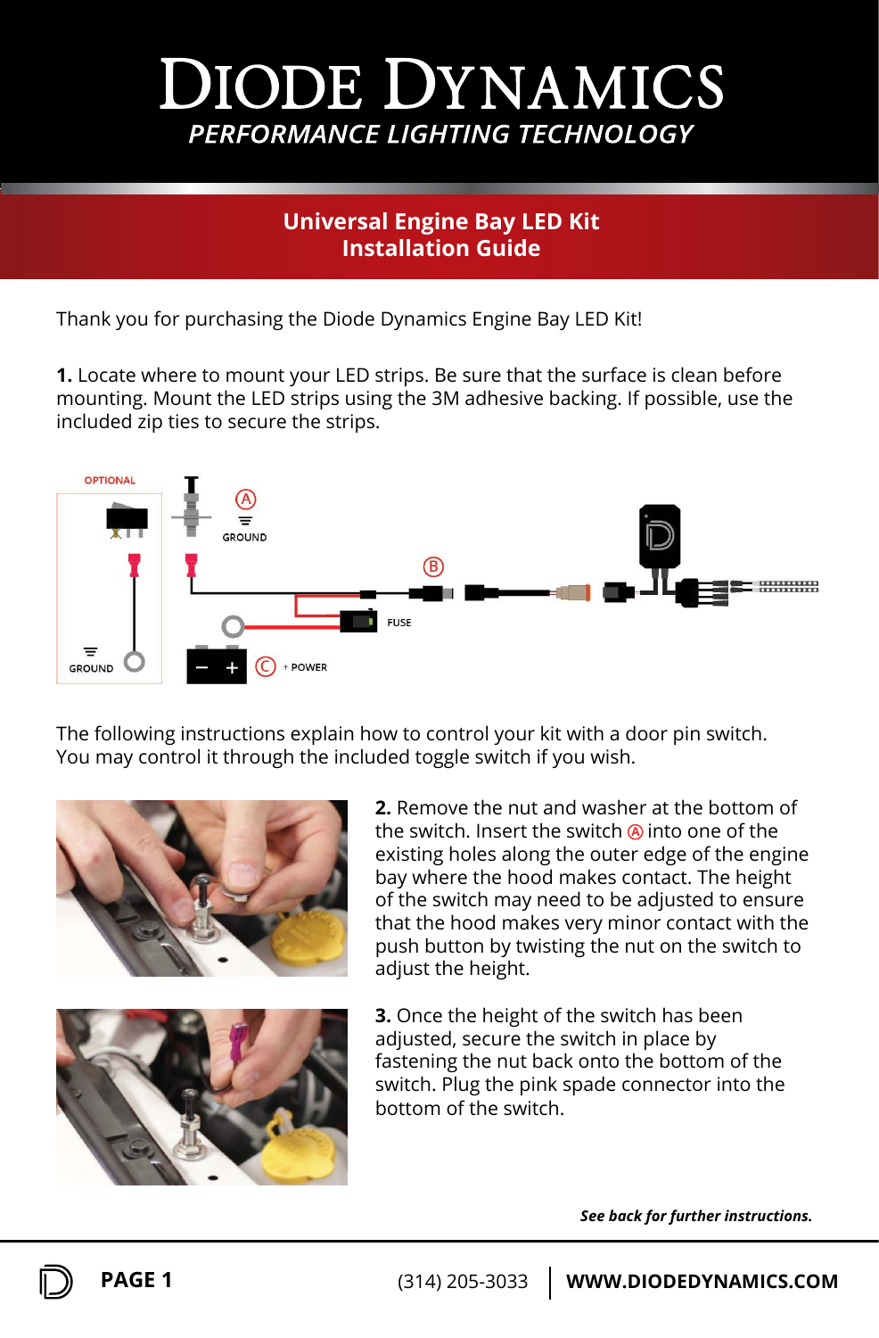# DIODE DYNAMICS

*PERFORMANCE LIGHTING TECHNOLOGY*

## Universal Engine Bay LED Kit
## Installation Guide

Thank you for purchasing the Diode Dynamics Engine Bay LED Kit!

**1.** Locate where to mount your LED strips. Be sure that the surface is clean before mounting. Mount the LED strips using the 3M adhesive backing. If possible, use the included zip ties to secure the strips.

OPTIONAL

GROUND

(A) GROUND

(B)

FUSE

(C) + POWER

The following instructions explain how to control your kit with a door pin switch. You may control it through the included toggle switch if you wish.

**2.** Remove the nut and washer at the bottom of the switch. Insert the switch (A) into one of the existing holes along the outer edge of the engine bay where the hood makes contact. The height of the switch may need to be adjusted to ensure that the hood makes very minor contact with the push button by twisting the nut on the switch to adjust the height.

**3.** Once the height of the switch has been adjusted, secure the switch in place by fastening the nut back onto the bottom of the switch. Plug the pink spade connector into the bottom of the switch.

***See back for further instructions.***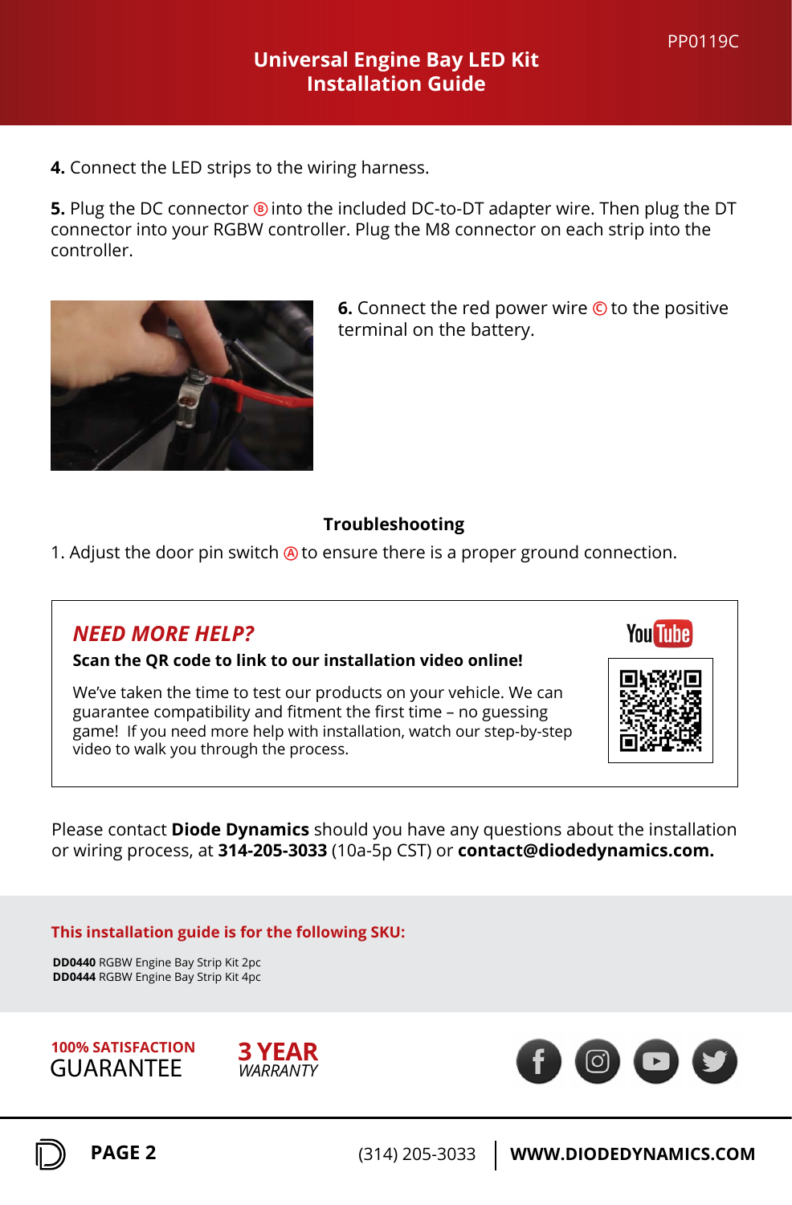# Universal Engine Bay LED Kit Installation Guide

PP0119C

**4.** Connect the LED strips to the wiring harness.

**5.** Plug the DC connector Ⓑ into the included DC-to-DT adapter wire. Then plug the DT connector into your RGBW controller. Plug the M8 connector on each strip into the controller.

**6.** Connect the red power wire Ⓒ to the positive terminal on the battery.

## Troubleshooting

1. Adjust the door pin switch Ⓐ to ensure there is a proper ground connection.

### *NEED MORE HELP?*

**Scan the QR code to link to our installation video online!**

We've taken the time to test our products on your vehicle. We can guarantee compatibility and fitment the first time – no guessing game! If you need more help with installation, watch our step-by-step video to walk you through the process.

YouTube

Please contact **Diode Dynamics** should you have any questions about the installation or wiring process, at **314-205-3033** (10a-5p CST) or **contact@diodedynamics.com.**

**This installation guide is for the following SKU:**

**DD0440** RGBW Engine Bay Strip Kit 2pc
**DD0444** RGBW Engine Bay Strip Kit 4pc

**100% SATISFACTION** GUARANTEE

**3 YEAR** *WARRANTY*

(314) 205-3033 | **WWW.DIODEDYNAMICS.COM**